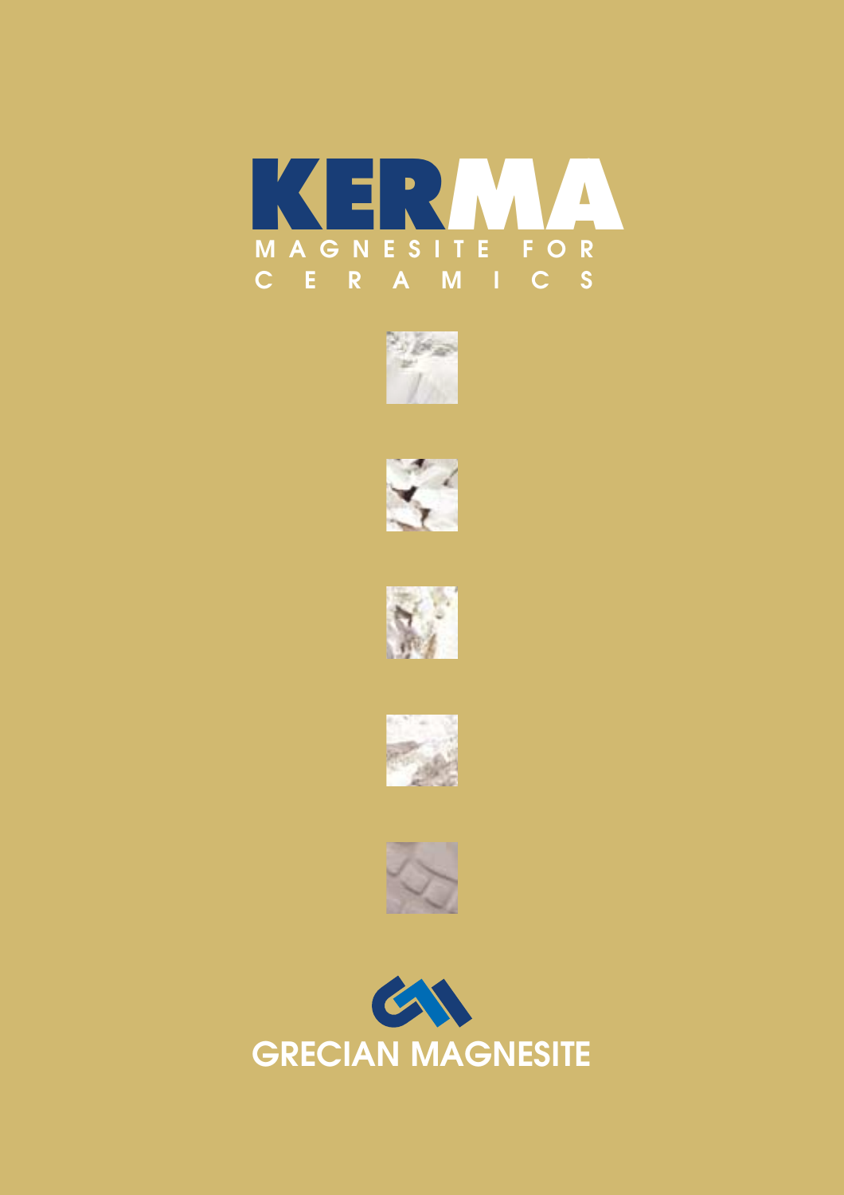# KERMA

MAGNESITE FOR CERAMICS

GRECIAN MAGNESITE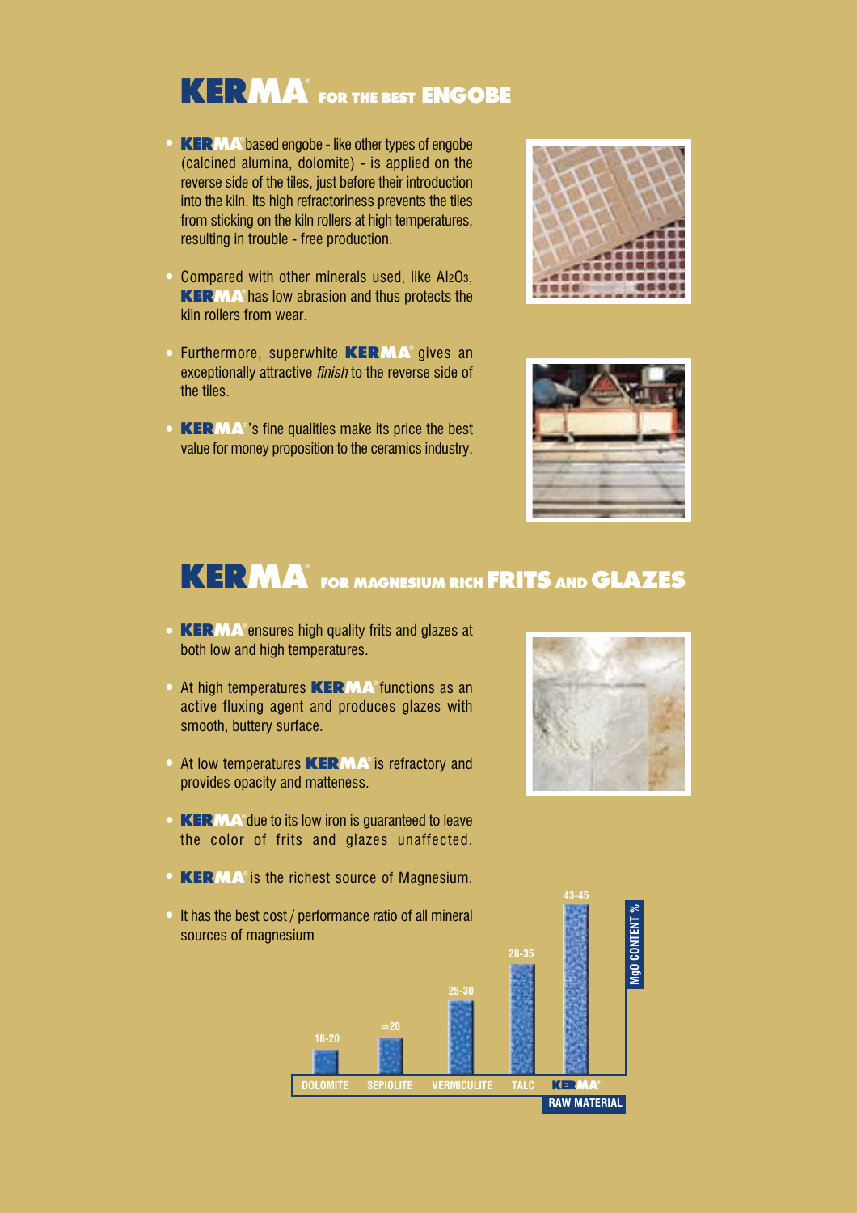# KERMA® FOR THE BEST ENGOBE

- **KERMA®** based engobe - like other types of engobe (calcined alumina, dolomite) - is applied on the reverse side of the tiles, just before their introduction into the kiln. Its high refractoriness prevents the tiles from sticking on the kiln rollers at high temperatures, resulting in trouble - free production.
- Compared with other minerals used, like $Al_2O_3$, **KERMA®** has low abrasion and thus protects the kiln rollers from wear.
- Furthermore, superwhite **KERMA®** gives an exceptionally attractive *finish* to the reverse side of the tiles.
- **KERMA®**'s fine qualities make its price the best value for money proposition to the ceramics industry.

# KERMA® FOR MAGNESIUM RICH FRITS AND GLAZES

- **KERMA®** ensures high quality frits and glazes at both low and high temperatures.
- At high temperatures **KERMA®** functions as an active fluxing agent and produces glazes with smooth, buttery surface.
- At low temperatures **KERMA®** is refractory and provides opacity and matteness.
- **KERMA®** due to its low iron is guaranteed to leave the color of frits and glazes unaffected.
- **KERMA®** is the richest source of Magnesium.
- It has the best cost / performance ratio of all mineral sources of magnesium

| RAW MATERIAL | MgO CONTENT % |
|---|---|
| DOLOMITE | 18-20 |
| SEPIOLITE | ≈20 |
| VERMICULITE | 25-30 |
| TALC | 28-35 |
| KERMA® | 43-45 |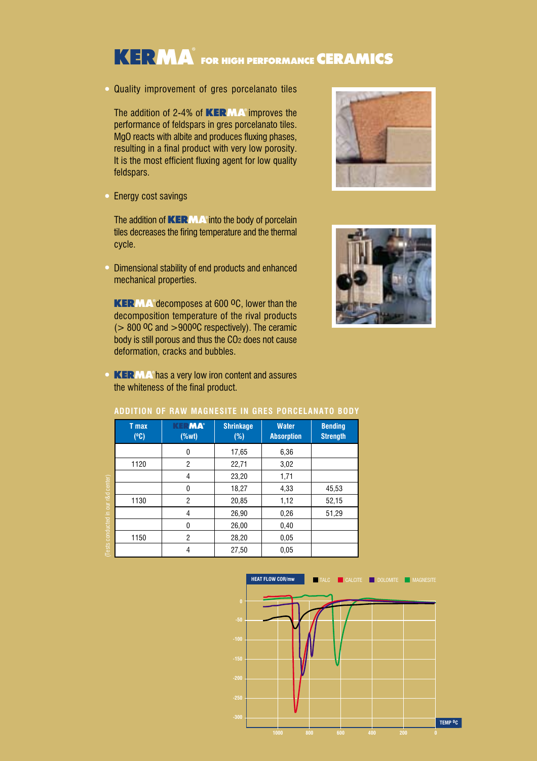# KERMA® FOR HIGH PERFORMANCE CERAMICS

- Quality improvement of gres porcelanato tiles

  The addition of 2-4% of KERMA® improves the performance of feldspars in gres porcelanato tiles. MgO reacts with albite and produces fluxing phases, resulting in a final product with very low porosity. It is the most efficient fluxing agent for low quality feldspars.

- Energy cost savings

  The addition of KERMA® into the body of porcelain tiles decreases the firing temperature and the thermal cycle.

- Dimensional stability of end products and enhanced mechanical properties.

  KERMA® decomposes at 600 ºC, lower than the decomposition temperature of the rival products (> 800 ºC and >900ºC respectively). The ceramic body is still porous and thus the $CO_2$ does not cause deformation, cracks and bubbles.

- KERMA® has a very low iron content and assures the whiteness of the final product.

## ADDITION OF RAW MAGNESITE IN GRES PORCELANATO BODY

| T max (ºC) | KERMA® (%wt) | Shrinkage (%) | Water Absorption | Bending Strength |
|---|---|---|---|---|
| | 0 | 17,65 | 6,36 | |
| 1120 | 2 | 22,71 | 3,02 | |
| | 4 | 23,20 | 1,71 | |
| | 0 | 18,27 | 4,33 | 45,53 |
| 1130 | 2 | 20,85 | 1,12 | 52,15 |
| | 4 | 26,90 | 0,26 | 51,29 |
| | 0 | 26,00 | 0,40 | |
| 1150 | 2 | 28,20 | 0,05 | |
| | 4 | 27,50 | 0,05 | |

(Tests conducted in our r&d center)

HEAT FLOW COR/mw — TALC, CALCITE, DOLOMITE, MAGNESITE

TEMP ºC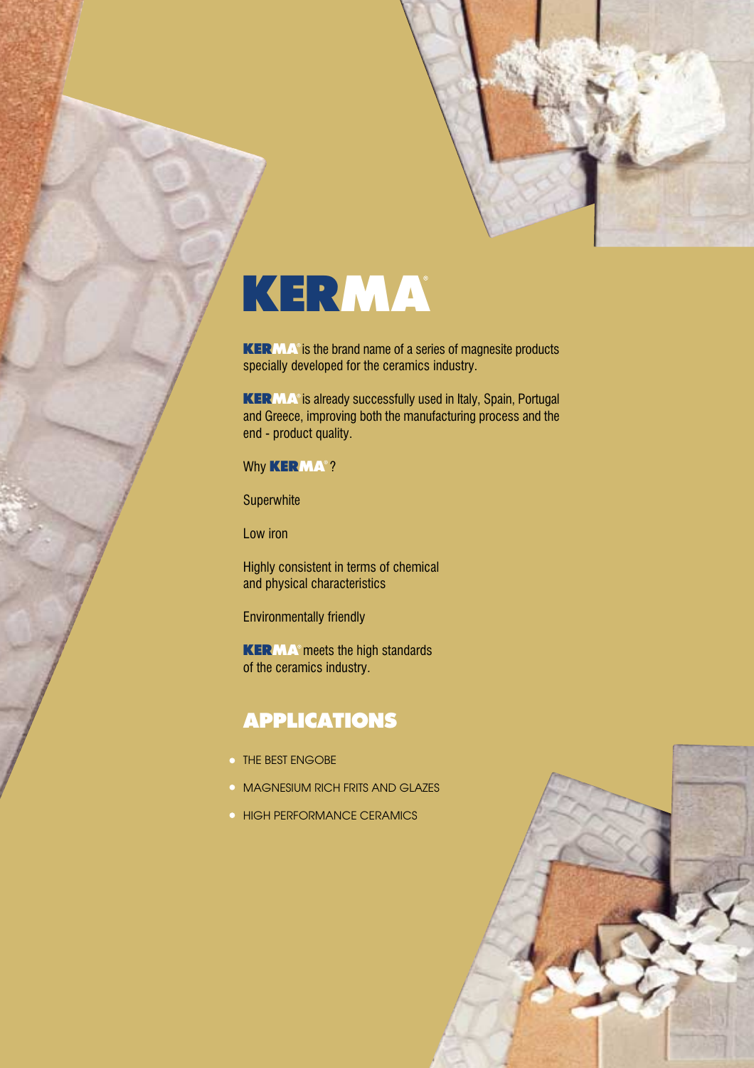# KERMA®

**KERMA®** is the brand name of a series of magnesite products specially developed for the ceramics industry.

**KERMA®** is already successfully used in Italy, Spain, Portugal and Greece, improving both the manufacturing process and the end - product quality.

Why **KERMA®**?

Superwhite

Low iron

Highly consistent in terms of chemical and physical characteristics

Environmentally friendly

**KERMA®** meets the high standards of the ceramics industry.

## APPLICATIONS

- THE BEST ENGOBE
- MAGNESIUM RICH FRITS AND GLAZES
- HIGH PERFORMANCE CERAMICS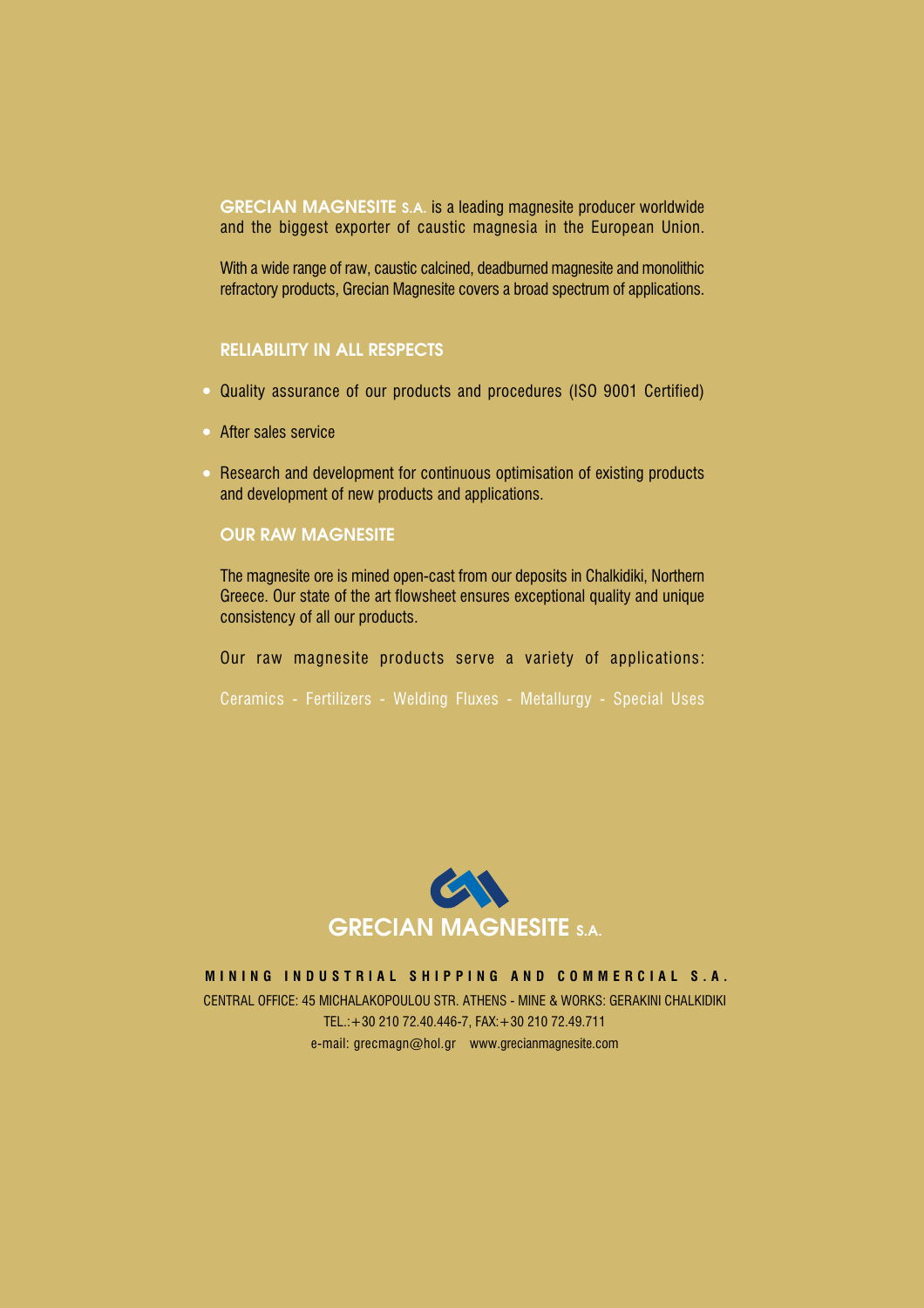**GRECIAN MAGNESITE S.A.** is a leading magnesite producer worldwide and the biggest exporter of caustic magnesia in the European Union.

With a wide range of raw, caustic calcined, deadburned magnesite and monolithic refractory products, Grecian Magnesite covers a broad spectrum of applications.

## RELIABILITY IN ALL RESPECTS

- Quality assurance of our products and procedures (ISO 9001 Certified)
- After sales service
- Research and development for continuous optimisation of existing products and development of new products and applications.

## OUR RAW MAGNESITE

The magnesite ore is mined open-cast from our deposits in Chalkidiki, Northern Greece. Our state of the art flowsheet ensures exceptional quality and unique consistency of all our products.

Our raw magnesite products serve a variety of applications:

Ceramics - Fertilizers - Welding Fluxes - Metallurgy - Special Uses

GRECIAN MAGNESITE S.A.

**MINING INDUSTRIAL SHIPPING AND COMMERCIAL S.A.**

CENTRAL OFFICE: 45 MICHALAKOPOULOU STR. ATHENS - MINE & WORKS: GERAKINI CHALKIDIKI

TEL.:+30 210 72.40.446-7, FAX:+30 210 72.49.711

e-mail: grecmagn@hol.gr www.grecianmagnesite.com